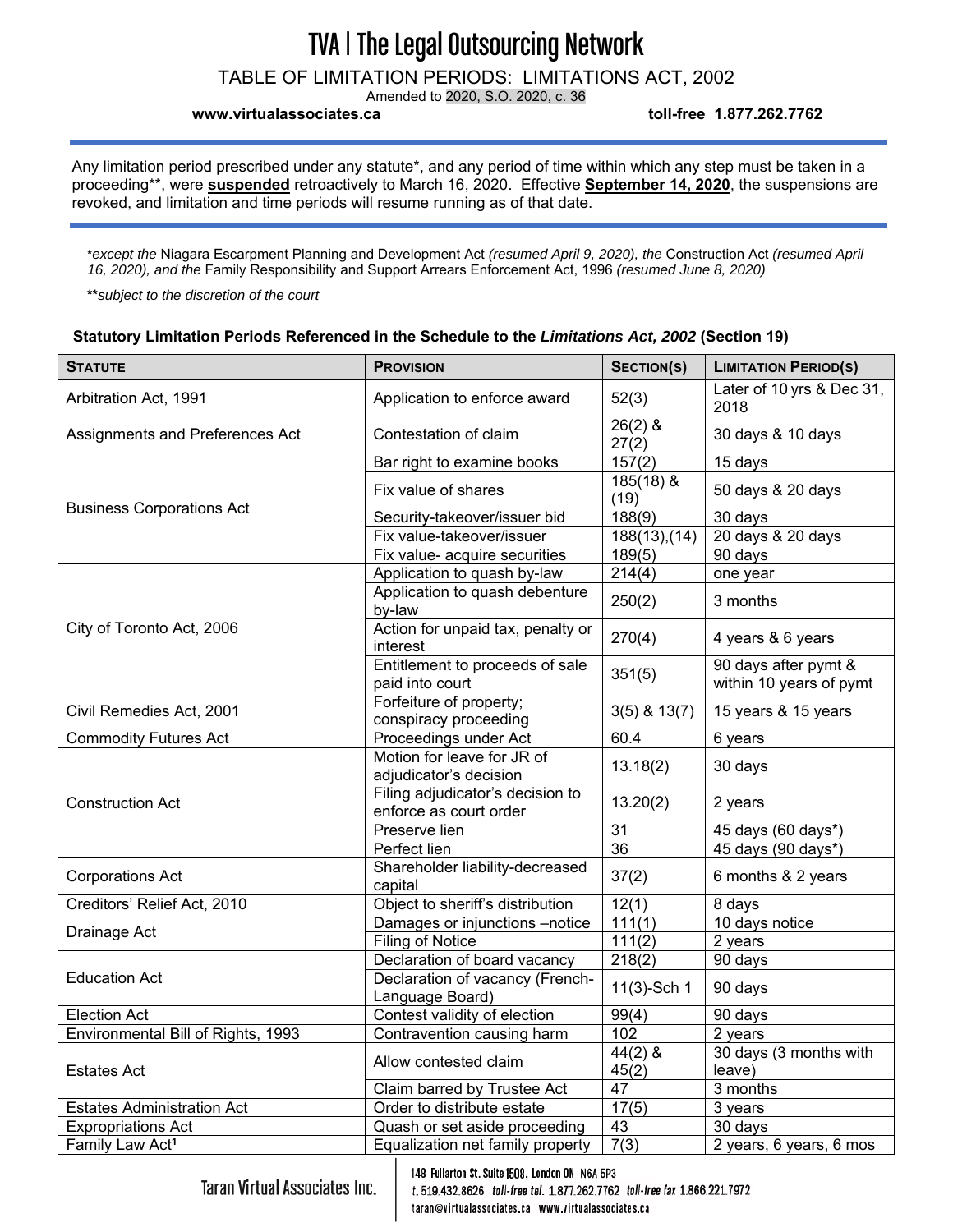# TVA | The Legal Outsourcing Network

TABLE OF LIMITATION PERIODS: LIMITATIONS ACT, 2002

Amended to 2020, S.O. 2020, c. 36

**www.virtualassociates.ca** **toll-free 1.877.262.7762**

---

Any limitation period prescribed under any statute*, and any period of time within which any step must be taken in a proceeding**, were **suspended** retroactively to March 16, 2020. Effective **September 14, 2020**, the suspensions are revoked, and limitation and time periods will resume running as of that date.

---

**except the* Niagara Escarpment Planning and Development Act *(resumed April 9, 2020), the* Construction Act *(resumed April 16, 2020), and the* Family Responsibility and Support Arrears Enforcement Act, 1996 *(resumed June 8, 2020)*

***\*subject to the discretion of the court*

**Statutory Limitation Periods Referenced in the Schedule to the *Limitations Act, 2002* (Section 19)**

| STATUTE | PROVISION | SECTION(S) | LIMITATION PERIOD(S) |
|---|---|---|---|
| Arbitration Act, 1991 | Application to enforce award | 52(3) | Later of 10 yrs & Dec 31, 2018 |
| Assignments and Preferences Act | Contestation of claim | 26(2) & 27(2) | 30 days & 10 days |
| Business Corporations Act | Bar right to examine books | 157(2) | 15 days |
| | Fix value of shares | 185(18) & (19) | 50 days & 20 days |
| | Security-takeover/issuer bid | 188(9) | 30 days |
| | Fix value-takeover/issuer | 188(13),(14) | 20 days & 20 days |
| | Fix value- acquire securities | 189(5) | 90 days |
| City of Toronto Act, 2006 | Application to quash by-law | 214(4) | one year |
| | Application to quash debenture by-law | 250(2) | 3 months |
| | Action for unpaid tax, penalty or interest | 270(4) | 4 years & 6 years |
| | Entitlement to proceeds of sale paid into court | 351(5) | 90 days after pymt & within 10 years of pymt |
| Civil Remedies Act, 2001 | Forfeiture of property; conspiracy proceeding | 3(5) & 13(7) | 15 years & 15 years |
| Commodity Futures Act | Proceedings under Act | 60.4 | 6 years |
| Construction Act | Motion for leave for JR of adjudicator's decision | 13.18(2) | 30 days |
| | Filing adjudicator's decision to enforce as court order | 13.20(2) | 2 years |
| | Preserve lien | 31 | 45 days (60 days*) |
| | Perfect lien | 36 | 45 days (90 days*) |
| Corporations Act | Shareholder liability-decreased capital | 37(2) | 6 months & 2 years |
| Creditors' Relief Act, 2010 | Object to sheriff's distribution | 12(1) | 8 days |
| Drainage Act | Damages or injunctions –notice | 111(1) | 10 days notice |
| | Filing of Notice | 111(2) | 2 years |
| Education Act | Declaration of board vacancy | 218(2) | 90 days |
| | Declaration of vacancy (French-Language Board) | 11(3)-Sch 1 | 90 days |
| Election Act | Contest validity of election | 99(4) | 90 days |
| Environmental Bill of Rights, 1993 | Contravention causing harm | 102 | 2 years |
| Estates Act | Allow contested claim | 44(2) & 45(2) | 30 days (3 months with leave) |
| | Claim barred by Trustee Act | 47 | 3 months |
| Estates Administration Act | Order to distribute estate | 17(5) | 3 years |
| Expropriations Act | Quash or set aside proceeding | 43 | 30 days |
| Family Law Act[1] | Equalization net family property | 7(3) | 2 years, 6 years, 6 mos |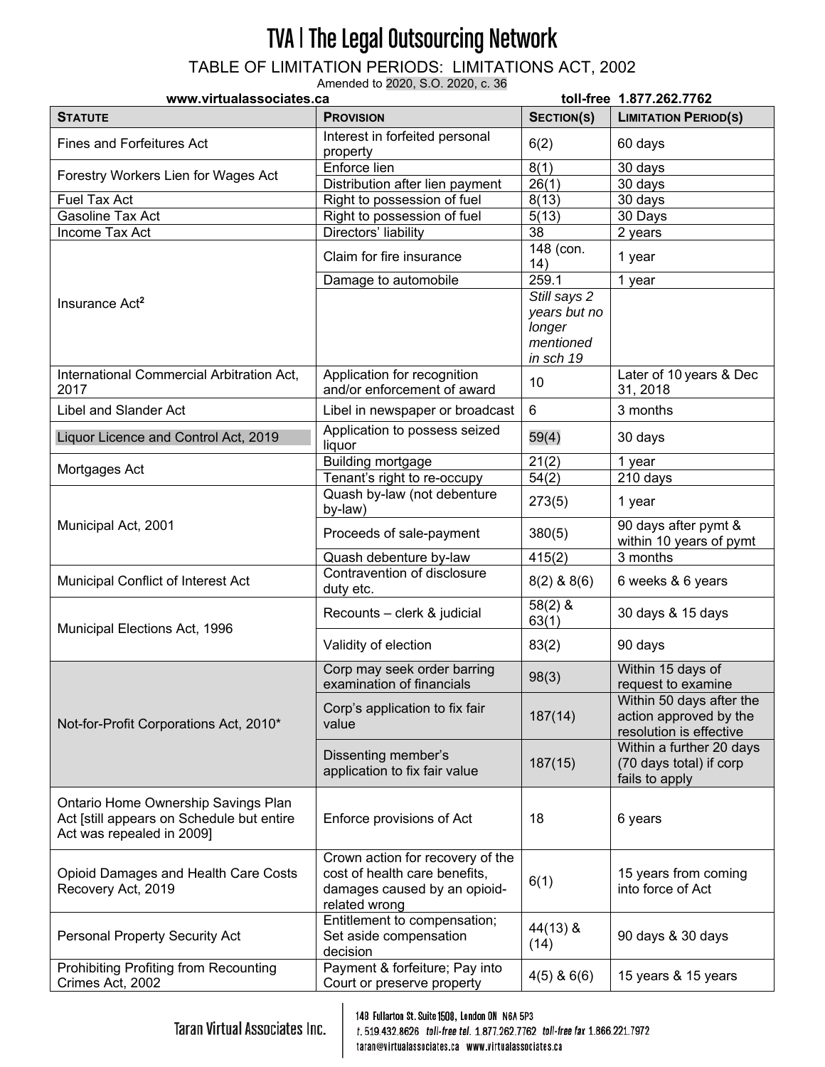# TVA | The Legal Outsourcing Network

TABLE OF LIMITATION PERIODS: LIMITATIONS ACT, 2002

Amended to 2020, S.O. 2020, c. 36

**www.virtualassociates.ca** **toll-free 1.877.262.7762**

| **STATUTE** | **PROVISION** | **SECTION(S)** | **LIMITATION PERIOD(S)** |
|---|---|---|---|
| Fines and Forfeitures Act | Interest in forfeited personal property | 6(2) | 60 days |
| Forestry Workers Lien for Wages Act | Enforce lien | 8(1) | 30 days |
| | Distribution after lien payment | 26(1) | 30 days |
| Fuel Tax Act | Right to possession of fuel | 8(13) | 30 days |
| Gasoline Tax Act | Right to possession of fuel | 5(13) | 30 Days |
| Income Tax Act | Directors' liability | 38 | 2 years |
| Insurance Act[2] | Claim for fire insurance | 148 (con. 14) | 1 year |
| | Damage to automobile | 259.1 | 1 year |
| | | *Still says 2 years but no longer mentioned in sch 19* | |
| International Commercial Arbitration Act, 2017 | Application for recognition and/or enforcement of award | 10 | Later of 10 years & Dec 31, 2018 |
| Libel and Slander Act | Libel in newspaper or broadcast | 6 | 3 months |
| Liquor Licence and Control Act, 2019 | Application to possess seized liquor | 59(4) | 30 days |
| Mortgages Act | Building mortgage | 21(2) | 1 year |
| | Tenant's right to re-occupy | 54(2) | 210 days |
| Municipal Act, 2001 | Quash by-law (not debenture by-law) | 273(5) | 1 year |
| | Proceeds of sale-payment | 380(5) | 90 days after pymt & within 10 years of pymt |
| | Quash debenture by-law | 415(2) | 3 months |
| Municipal Conflict of Interest Act | Contravention of disclosure duty etc. | 8(2) & 8(6) | 6 weeks & 6 years |
| Municipal Elections Act, 1996 | Recounts – clerk & judicial | 58(2) & 63(1) | 30 days & 15 days |
| | Validity of election | 83(2) | 90 days |
| Not-for-Profit Corporations Act, 2010* | Corp may seek order barring examination of financials | 98(3) | Within 15 days of request to examine |
| | Corp's application to fix fair value | 187(14) | Within 50 days after the action approved by the resolution is effective |
| | Dissenting member's application to fix fair value | 187(15) | Within a further 20 days (70 days total) if corp fails to apply |
| Ontario Home Ownership Savings Plan Act [still appears on Schedule but entire Act was repealed in 2009] | Enforce provisions of Act | 18 | 6 years |
| Opioid Damages and Health Care Costs Recovery Act, 2019 | Crown action for recovery of the cost of health care benefits, damages caused by an opioid-related wrong | 6(1) | 15 years from coming into force of Act |
| Personal Property Security Act | Entitlement to compensation; Set aside compensation decision | 44(13) & (14) | 90 days & 30 days |
| Prohibiting Profiting from Recounting Crimes Act, 2002 | Payment & forfeiture; Pay into Court or preserve property | 4(5) & 6(6) | 15 years & 15 years |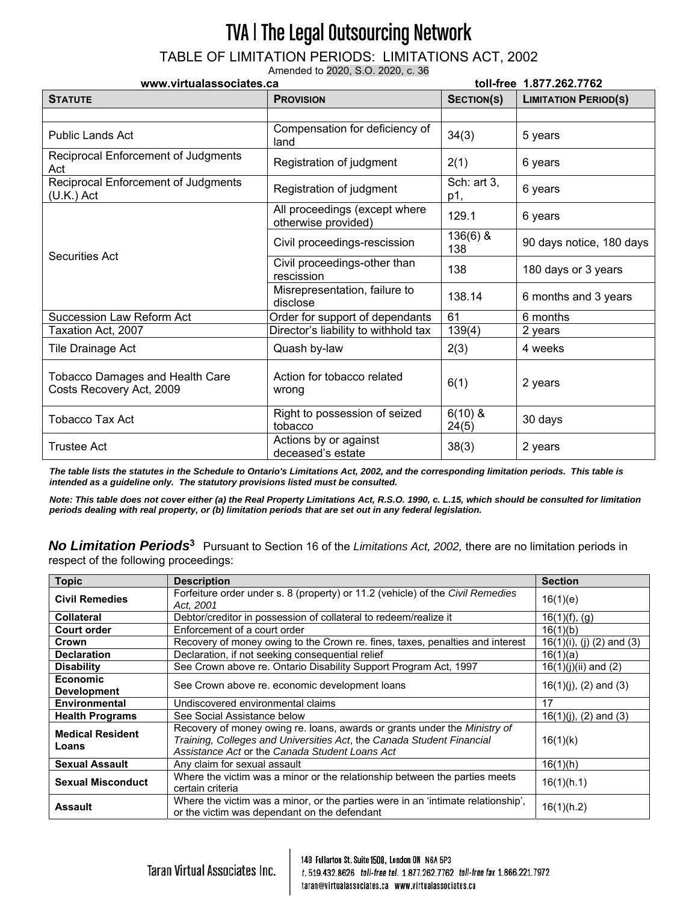# TVA | The Legal Outsourcing Network

TABLE OF LIMITATION PERIODS: LIMITATIONS ACT, 2002

Amended to 2020, S.O. 2020, c. 36

**www.virtualassociates.ca** **toll-free 1.877.262.7762**

| **STATUTE** | **PROVISION** | **SECTION(S)** | **LIMITATION PERIOD(S)** |
|---|---|---|---|
| | | | |
| Public Lands Act | Compensation for deficiency of land | 34(3) | 5 years |
| Reciprocal Enforcement of Judgments Act | Registration of judgment | 2(1) | 6 years |
| Reciprocal Enforcement of Judgments (U.K.) Act | Registration of judgment | Sch: art 3, p1, | 6 years |
| Securities Act | All proceedings (except where otherwise provided) | 129.1 | 6 years |
| | Civil proceedings-rescission | 136(6) & 138 | 90 days notice, 180 days |
| | Civil proceedings-other than rescission | 138 | 180 days or 3 years |
| | Misrepresentation, failure to disclose | 138.14 | 6 months and 3 years |
| Succession Law Reform Act | Order for support of dependants | 61 | 6 months |
| Taxation Act, 2007 | Director's liability to withhold tax | 139(4) | 2 years |
| Tile Drainage Act | Quash by-law | 2(3) | 4 weeks |
| Tobacco Damages and Health Care Costs Recovery Act, 2009 | Action for tobacco related wrong | 6(1) | 2 years |
| Tobacco Tax Act | Right to possession of seized tobacco | 6(10) & 24(5) | 30 days |
| Trustee Act | Actions by or against deceased's estate | 38(3) | 2 years |

***The table lists the statutes in the Schedule to Ontario's Limitations Act, 2002, and the corresponding limitation periods. This table is intended as a guideline only. The statutory provisions listed must be consulted.***

***Note: This table does not cover either (a) the Real Property Limitations Act, R.S.O. 1990, c. L.15, which should be consulted for limitation periods dealing with real property, or (b) limitation periods that are set out in any federal legislation.***

***No Limitation Periods***[3] Pursuant to Section 16 of the *Limitations Act, 2002,* there are no limitation periods in respect of the following proceedings:

| **Topic** | **Description** | **Section** |
|---|---|---|
| **Civil Remedies** | Forfeiture order under s. 8 (property) or 11.2 (vehicle) of the *Civil Remedies Act, 2001* | 16(1)(e) |
| **Collateral** | Debtor/creditor in possession of collateral to redeem/realize it | 16(1)(f), (g) |
| **Court order** | Enforcement of a court order | 16(1)(b) |
| **Crown** | Recovery of money owing to the Crown re. fines, taxes, penalties and interest | 16(1)(i), (j) (2) and (3) |
| **Declaration** | Declaration, if not seeking consequential relief | 16(1)(a) |
| **Disability** | See Crown above re. Ontario Disability Support Program Act, 1997 | 16(1)(j)(ii) and (2) |
| **Economic Development** | See Crown above re. economic development loans | 16(1)(j), (2) and (3) |
| **Environmental** | Undiscovered environmental claims | 17 |
| **Health Programs** | See Social Assistance below | 16(1)(j), (2) and (3) |
| **Medical Resident Loans** | Recovery of money owing re. loans, awards or grants under the *Ministry of Training, Colleges and Universities Act*, the *Canada Student Financial Assistance Act* or the *Canada Student Loans Act* | 16(1)(k) |
| **Sexual Assault** | Any claim for sexual assault | 16(1)(h) |
| **Sexual Misconduct** | Where the victim was a minor or the relationship between the parties meets certain criteria | 16(1)(h.1) |
| **Assault** | Where the victim was a minor, or the parties were in an 'intimate relationship', or the victim was dependant on the defendant | 16(1)(h.2) |

Taran Virtual Associates Inc. | 148 Fullarton St. Suite 1508, London ON N6A 5P3 | t. 519.432.8626 toll-free tel. 1.877.262.7762 toll-free fax 1.866.221.7972 | taran@virtualassociates.ca www.virtualassociates.ca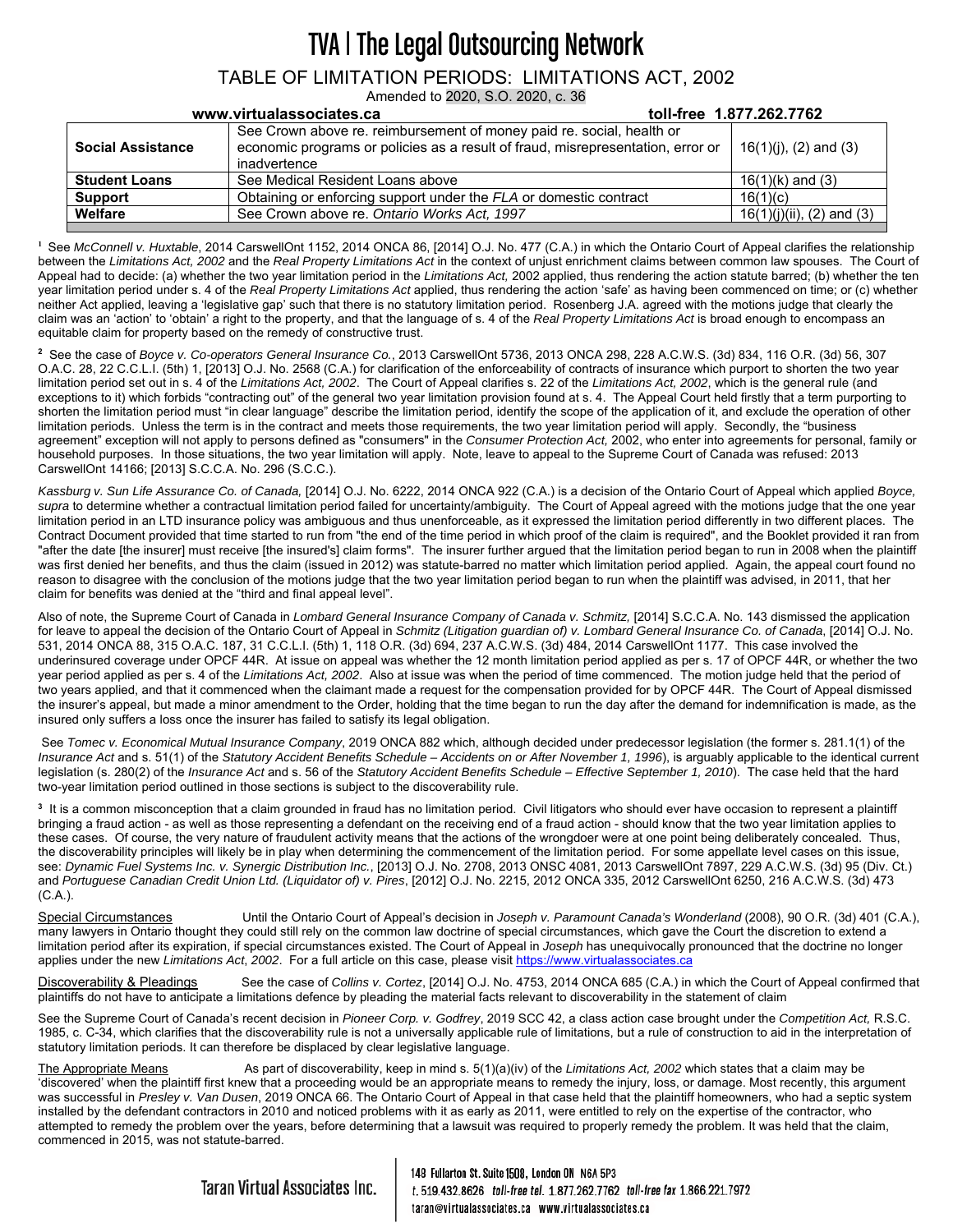| Social Assistance | See Crown above re. reimbursement of money paid re. social, health or economic programs or policies as a result of fraud, misrepresentation, error or inadvertence | 16(1)(j), (2) and (3) |
|---|---|---|
| **Student Loans** | See Medical Resident Loans above | 16(1)(k) and (3) |
| **Support** | Obtaining or enforcing support under the *FLA* or domestic contract | 16(1)(c) |
| **Welfare** | See Crown above re. *Ontario Works Act, 1997* | 16(1)(j)(ii), (2) and (3) |

[1] See *McConnell v. Huxtable*, 2014 CarswellOnt 1152, 2014 ONCA 86, [2014] O.J. No. 477 (C.A.) in which the Ontario Court of Appeal clarifies the relationship between the *Limitations Act, 2002* and the *Real Property Limitations Act* in the context of unjust enrichment claims between common law spouses. The Court of Appeal had to decide: (a) whether the two year limitation period in the *Limitations Act,* 2002 applied, thus rendering the action statute barred; (b) whether the ten year limitation period under s. 4 of the *Real Property Limitations Act* applied, thus rendering the action 'safe' as having been commenced on time; or (c) whether neither Act applied, leaving a 'legislative gap' such that there is no statutory limitation period. Rosenberg J.A. agreed with the motions judge that clearly the claim was an 'action' to 'obtain' a right to the property, and that the language of s. 4 of the *Real Property Limitations Act* is broad enough to encompass an equitable claim for property based on the remedy of constructive trust.

[2] See the case of *Boyce v. Co-operators General Insurance Co.*, 2013 CarswellOnt 5736, 2013 ONCA 298, 228 A.C.W.S. (3d) 834, 116 O.R. (3d) 56, 307 O.A.C. 28, 22 C.C.L.I. (5th) 1, [2013] O.J. No. 2568 (C.A.) for clarification of the enforceability of contracts of insurance which purport to shorten the two year limitation period set out in s. 4 of the *Limitations Act, 2002*. The Court of Appeal clarifies s. 22 of the *Limitations Act, 2002*, which is the general rule (and exceptions to it) which forbids "contracting out" of the general two year limitation provision found at s. 4. The Appeal Court held firstly that a term purporting to shorten the limitation period must "in clear language" describe the limitation period, identify the scope of the application of it, and exclude the operation of other limitation periods. Unless the term is in the contract and meets those requirements, the two year limitation period will apply. Secondly, the "business agreement" exception will not apply to persons defined as "consumers" in the *Consumer Protection Act,* 2002, who enter into agreements for personal, family or household purposes. In those situations, the two year limitation will apply. Note, leave to appeal to the Supreme Court of Canada was refused: 2013 CarswellOnt 14166; [2013] S.C.C.A. No. 296 (S.C.C.).

*Kassburg v. Sun Life Assurance Co. of Canada,* [2014] O.J. No. 6222, 2014 ONCA 922 (C.A.) is a decision of the Ontario Court of Appeal which applied *Boyce, supra* to determine whether a contractual limitation period failed for uncertainty/ambiguity. The Court of Appeal agreed with the motions judge that the one year limitation period in an LTD insurance policy was ambiguous and thus unenforceable, as it expressed the limitation period differently in two different places. The Contract Document provided that time started to run from "the end of the time period in which proof of the claim is required", and the Booklet provided it ran from "after the date [the insurer] must receive [the insured's] claim forms". The insurer further argued that the limitation period began to run in 2008 when the plaintiff was first denied her benefits, and thus the claim (issued in 2012) was statute-barred no matter which limitation period applied. Again, the appeal court found no reason to disagree with the conclusion of the motions judge that the two year limitation period began to run when the plaintiff was advised, in 2011, that her claim for benefits was denied at the "third and final appeal level".

Also of note, the Supreme Court of Canada in *Lombard General Insurance Company of Canada v. Schmitz,* [2014] S.C.C.A. No. 143 dismissed the application for leave to appeal the decision of the Ontario Court of Appeal in *Schmitz (Litigation guardian of) v. Lombard General Insurance Co. of Canada*, [2014] O.J. No. 531, 2014 ONCA 88, 315 O.A.C. 187, 31 C.C.L.I. (5th) 1, 118 O.R. (3d) 694, 237 A.C.W.S. (3d) 484, 2014 CarswellOnt 1177. This case involved the underinsured coverage under OPCF 44R. At issue on appeal was whether the 12 month limitation period applied as per s. 17 of OPCF 44R, or whether the two year period applied as per s. 4 of the *Limitations Act, 2002*. Also at issue was when the period of time commenced. The motion judge held that the period of two years applied, and that it commenced when the claimant made a request for the compensation provided for by OPCF 44R. The Court of Appeal dismissed the insurer's appeal, but made a minor amendment to the Order, holding that the time began to run the day after the demand for indemnification is made, as the insured only suffers a loss once the insurer has failed to satisfy its legal obligation.

See *Tomec v. Economical Mutual Insurance Company*, 2019 ONCA 882 which, although decided under predecessor legislation (the former s. 281.1(1) of the *Insurance Act* and s. 51(1) of the *Statutory Accident Benefits Schedule – Accidents on or After November 1, 1996*), is arguably applicable to the identical current legislation (s. 280(2) of the *Insurance Act* and s. 56 of the *Statutory Accident Benefits Schedule – Effective September 1, 2010*). The case held that the hard two-year limitation period outlined in those sections is subject to the discoverability rule.

[3] It is a common misconception that a claim grounded in fraud has no limitation period. Civil litigators who should ever have occasion to represent a plaintiff bringing a fraud action - as well as those representing a defendant on the receiving end of a fraud action - should know that the two year limitation applies to these cases. Of course, the very nature of fraudulent activity means that the actions of the wrongdoer were at one point being deliberately concealed. Thus, the discoverability principles will likely be in play when determining the commencement of the limitation period. For some appellate level cases on this issue, see: *Dynamic Fuel Systems Inc. v. Synergic Distribution Inc.*, [2013] O.J. No. 2708, 2013 ONSC 4081, 2013 CarswellOnt 7897, 229 A.C.W.S. (3d) 95 (Div. Ct.) and *Portuguese Canadian Credit Union Ltd. (Liquidator of) v. Pires*, [2012] O.J. No. 2215, 2012 ONCA 335, 2012 CarswellOnt 6250, 216 A.C.W.S. (3d) 473 (C.A.).

Special Circumstances Until the Ontario Court of Appeal's decision in *Joseph v. Paramount Canada's Wonderland* (2008), 90 O.R. (3d) 401 (C.A.), many lawyers in Ontario thought they could still rely on the common law doctrine of special circumstances, which gave the Court the discretion to extend a limitation period after its expiration, if special circumstances existed. The Court of Appeal in *Joseph* has unequivocally pronounced that the doctrine no longer applies under the new *Limitations Act*, *2002*. For a full article on this case, please visit https://www.virtualassociates.ca

Discoverability & Pleadings See the case of *Collins v. Cortez*, [2014] O.J. No. 4753, 2014 ONCA 685 (C.A.) in which the Court of Appeal confirmed that plaintiffs do not have to anticipate a limitations defence by pleading the material facts relevant to discoverability in the statement of claim

See the Supreme Court of Canada's recent decision in *Pioneer Corp. v. Godfrey*, 2019 SCC 42, a class action case brought under the *Competition Act,* R.S.C. 1985, c. C-34, which clarifies that the discoverability rule is not a universally applicable rule of limitations, but a rule of construction to aid in the interpretation of statutory limitation periods. It can therefore be displaced by clear legislative language.

The Appropriate Means As part of discoverability, keep in mind s. 5(1)(a)(iv) of the *Limitations Act, 2002* which states that a claim may be 'discovered' when the plaintiff first knew that a proceeding would be an appropriate means to remedy the injury, loss, or damage. Most recently, this argument was successful in *Presley v. Van Dusen*, 2019 ONCA 66. The Ontario Court of Appeal in that case held that the plaintiff homeowners, who had a septic system installed by the defendant contractors in 2010 and noticed problems with it as early as 2011, were entitled to rely on the expertise of the contractor, who attempted to remedy the problem over the years, before determining that a lawsuit was required to properly remedy the problem. It was held that the claim, commenced in 2015, was not statute-barred.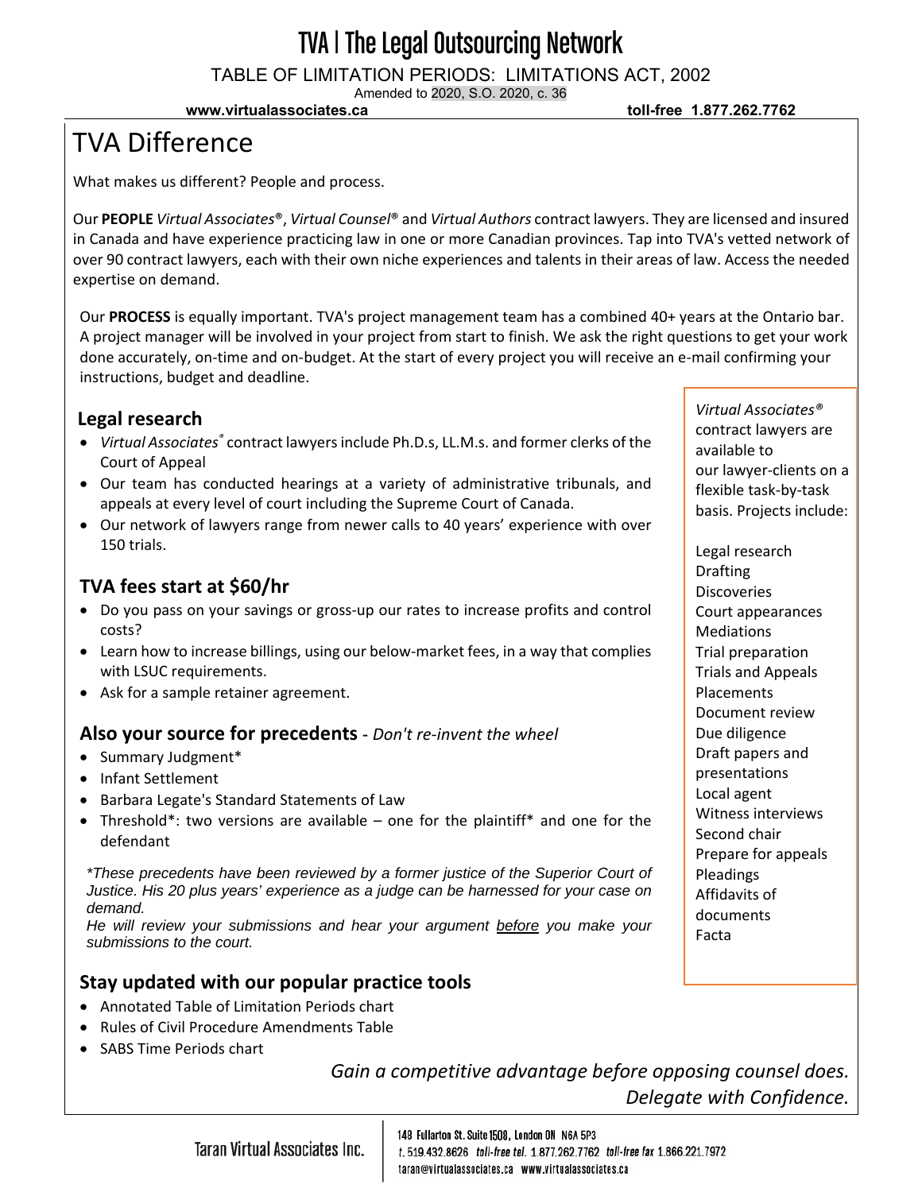# TVA Difference

What makes us different? People and process.

Our **PEOPLE** *Virtual Associates*®, *Virtual Counsel*® and *Virtual Authors* contract lawyers. They are licensed and insured in Canada and have experience practicing law in one or more Canadian provinces. Tap into TVA's vetted network of over 90 contract lawyers, each with their own niche experiences and talents in their areas of law. Access the needed expertise on demand.

Our **PROCESS** is equally important. TVA's project management team has a combined 40+ years at the Ontario bar. A project manager will be involved in your project from start to finish. We ask the right questions to get your work done accurately, on-time and on-budget. At the start of every project you will receive an e-mail confirming your instructions, budget and deadline.

## Legal research

- *Virtual Associates*® contract lawyers include Ph.D.s, LL.M.s. and former clerks of the Court of Appeal
- Our team has conducted hearings at a variety of administrative tribunals, and appeals at every level of court including the Supreme Court of Canada.
- Our network of lawyers range from newer calls to 40 years' experience with over 150 trials.

## TVA fees start at $60/hr

- Do you pass on your savings or gross-up our rates to increase profits and control costs?
- Learn how to increase billings, using our below-market fees, in a way that complies with LSUC requirements.
- Ask for a sample retainer agreement.

## Also your source for precedents - *Don't re-invent the wheel*

- Summary Judgment*
- Infant Settlement
- Barbara Legate's Standard Statements of Law
- Threshold*: two versions are available – one for the plaintiff* and one for the defendant

*\*These precedents have been reviewed by a former justice of the Superior Court of Justice. His 20 plus years' experience as a judge can be harnessed for your case on demand.*
*He will review your submissions and hear your argument before you make your submissions to the court.*

## Stay updated with our popular practice tools

- Annotated Table of Limitation Periods chart
- Rules of Civil Procedure Amendments Table
- SABS Time Periods chart

*Gain a competitive advantage before opposing counsel does.*
*Delegate with Confidence.*

*Virtual Associates®* contract lawyers are available to our lawyer-clients on a flexible task-by-task basis. Projects include:

Legal research
Drafting
Discoveries
Court appearances
Mediations
Trial preparation
Trials and Appeals
Placements
Document review
Due diligence
Draft papers and presentations
Local agent
Witness interviews
Second chair
Prepare for appeals
Pleadings
Affidavits of documents
Facta

Taran Virtual Associates Inc.

148 Fullarton St. Suite 1508, London ON N6A 5P3
t. 519.432.8626 *toll-free tel.* 1.877.262.7762 *toll-free fax* 1.866.221.7972
taran@virtualassociates.ca www.virtualassociates.ca